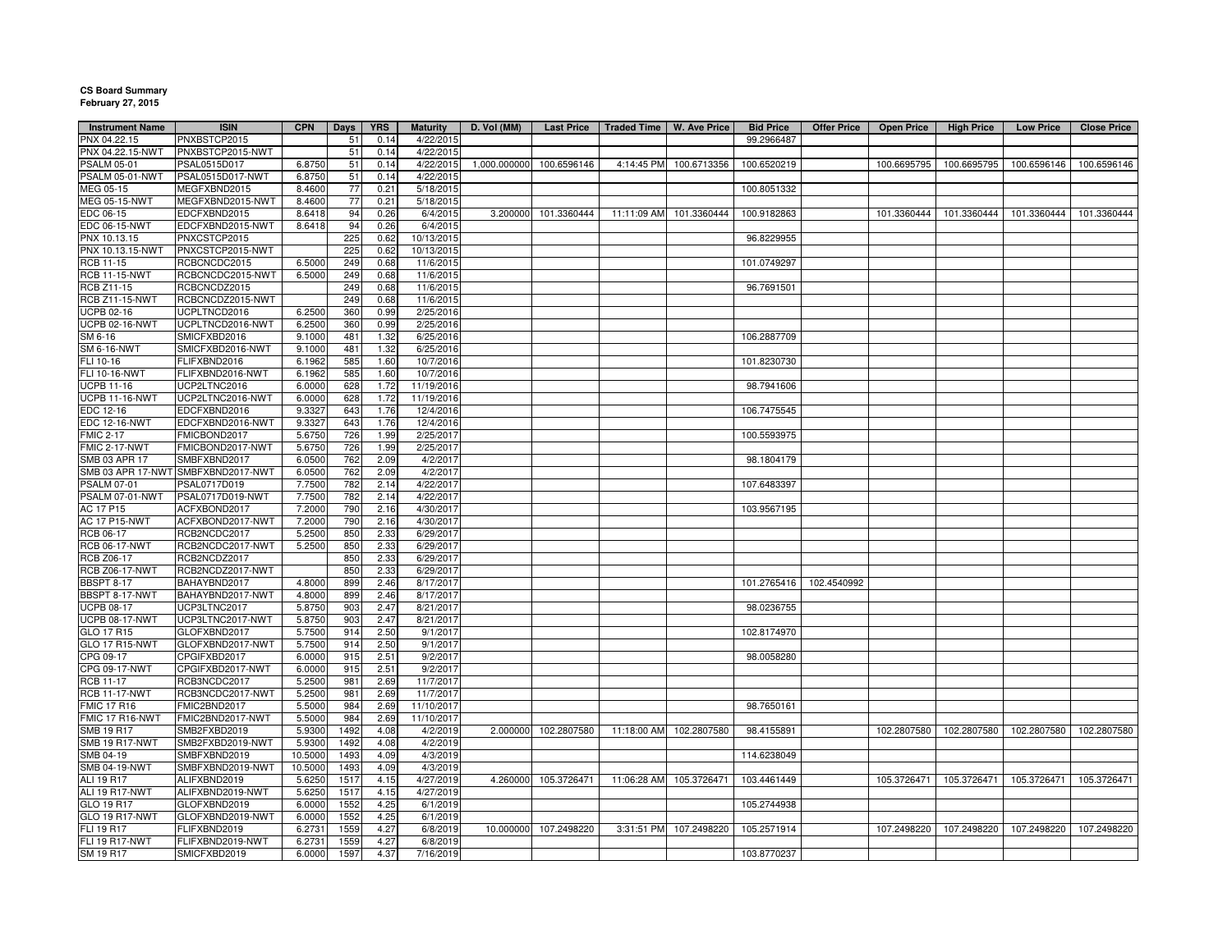**CS Board Summary**
**February 27, 2015**

| Instrument Name | ISIN | CPN | Days | YRS | Maturity | D. Vol (MM) | Last Price | Traded Time | W. Ave Price | Bid Price | Offer Price | Open Price | High Price | Low Price | Close Price |
|---|---|---|---|---|---|---|---|---|---|---|---|---|---|---|---|
| PNX 04.22.15 | PNXBSTCP2015 | | 51 | 0.14 | 4/22/2015 | | | | | 99.2966487 | | | | | |
| PNX 04.22.15-NWT | PNXBSTCP2015-NWT | | 51 | 0.14 | 4/22/2015 | | | | | | | | | | |
| PSALM 05-01 | PSAL0515D017 | 6.8750 | 51 | 0.14 | 4/22/2015 | 1,000.000000 | 100.6596146 | 4:14:45 PM | 100.6713356 | 100.6520219 | | 100.6695795 | 100.6695795 | 100.6596146 | 100.6596146 |
| PSALM 05-01-NWT | PSAL0515D017-NWT | 6.8750 | 51 | 0.14 | 4/22/2015 | | | | | | | | | | |
| MEG 05-15 | MEGFXBND2015 | 8.4600 | 77 | 0.21 | 5/18/2015 | | | | | 100.8051332 | | | | | |
| MEG 05-15-NWT | MEGFXBND2015-NWT | 8.4600 | 77 | 0.21 | 5/18/2015 | | | | | | | | | | |
| EDC 06-15 | EDCFXBND2015 | 8.6418 | 94 | 0.26 | 6/4/2015 | 3.200000 | 101.3360444 | 11:11:09 AM | 101.3360444 | 100.9182863 | | 101.3360444 | 101.3360444 | 101.3360444 | 101.3360444 |
| EDC 06-15-NWT | EDCFXBND2015-NWT | 8.6418 | 94 | 0.26 | 6/4/2015 | | | | | | | | | | |
| PNX 10.13.15 | PNXCSTCP2015 | | 225 | 0.62 | 10/13/2015 | | | | | 96.8229955 | | | | | |
| PNX 10.13.15-NWT | PNXCSTCP2015-NWT | | 225 | 0.62 | 10/13/2015 | | | | | | | | | | |
| RCB 11-15 | RCBCNCDC2015 | 6.5000 | 249 | 0.68 | 11/6/2015 | | | | | 101.0749297 | | | | | |
| RCB 11-15-NWT | RCBCNCDC2015-NWT | 6.5000 | 249 | 0.68 | 11/6/2015 | | | | | | | | | | |
| RCB Z11-15 | RCBCNCDZ2015 | | 249 | 0.68 | 11/6/2015 | | | | | 96.7691501 | | | | | |
| RCB Z11-15-NWT | RCBCNCDZ2015-NWT | | 249 | 0.68 | 11/6/2015 | | | | | | | | | | |
| UCPB 02-16 | UCPLTNCD2016 | 6.2500 | 360 | 0.99 | 2/25/2016 | | | | | | | | | | |
| UCPB 02-16-NWT | UCPLTNCD2016-NWT | 6.2500 | 360 | 0.99 | 2/25/2016 | | | | | | | | | | |
| SM 6-16 | SMICFXBD2016 | 9.1000 | 481 | 1.32 | 6/25/2016 | | | | | 106.2887709 | | | | | |
| SM 6-16-NWT | SMICFXBD2016-NWT | 9.1000 | 481 | 1.32 | 6/25/2016 | | | | | | | | | | |
| FLI 10-16 | FLIFXBND2016 | 6.1962 | 585 | 1.60 | 10/7/2016 | | | | | 101.8230730 | | | | | |
| FLI 10-16-NWT | FLIFXBND2016-NWT | 6.1962 | 585 | 1.60 | 10/7/2016 | | | | | | | | | | |
| UCPB 11-16 | UCP2LTNC2016 | 6.0000 | 628 | 1.72 | 11/19/2016 | | | | | 98.7941606 | | | | | |
| UCPB 11-16-NWT | UCP2LTNC2016-NWT | 6.0000 | 628 | 1.72 | 11/19/2016 | | | | | | | | | | |
| EDC 12-16 | EDCFXBND2016 | 9.3327 | 643 | 1.76 | 12/4/2016 | | | | | 106.7475545 | | | | | |
| EDC 12-16-NWT | EDCFXBND2016-NWT | 9.3327 | 643 | 1.76 | 12/4/2016 | | | | | | | | | | |
| FMIC 2-17 | FMICBOND2017 | 5.6750 | 726 | 1.99 | 2/25/2017 | | | | | 100.5593975 | | | | | |
| FMIC 2-17-NWT | FMICBOND2017-NWT | 5.6750 | 726 | 1.99 | 2/25/2017 | | | | | | | | | | |
| SMB 03 APR 17 | SMBFXBND2017 | 6.0500 | 762 | 2.09 | 4/2/2017 | | | | | 98.1804179 | | | | | |
| SMB 03 APR 17-NWT | SMBFXBND2017-NWT | 6.0500 | 762 | 2.09 | 4/2/2017 | | | | | | | | | | |
| PSALM 07-01 | PSAL0717D019 | 7.7500 | 782 | 2.14 | 4/22/2017 | | | | | 107.6483397 | | | | | |
| PSALM 07-01-NWT | PSAL0717D019-NWT | 7.7500 | 782 | 2.14 | 4/22/2017 | | | | | | | | | | |
| AC 17 P15 | ACFXBOND2017 | 7.2000 | 790 | 2.16 | 4/30/2017 | | | | | 103.9567195 | | | | | |
| AC 17 P15-NWT | ACFXBOND2017-NWT | 7.2000 | 790 | 2.16 | 4/30/2017 | | | | | | | | | | |
| RCB 06-17 | RCB2NCDC2017 | 5.2500 | 850 | 2.33 | 6/29/2017 | | | | | | | | | | |
| RCB 06-17-NWT | RCB2NCDC2017-NWT | 5.2500 | 850 | 2.33 | 6/29/2017 | | | | | | | | | | |
| RCB Z06-17 | RCB2NCDZ2017 | | 850 | 2.33 | 6/29/2017 | | | | | | | | | | |
| RCB Z06-17-NWT | RCB2NCDZ2017-NWT | | 850 | 2.33 | 6/29/2017 | | | | | | | | | | |
| BBSPT 8-17 | BAHAYBND2017 | 4.8000 | 899 | 2.46 | 8/17/2017 | | | | | 101.2765416 | 102.4540992 | | | | |
| BBSPT 8-17-NWT | BAHAYBND2017-NWT | 4.8000 | 899 | 2.46 | 8/17/2017 | | | | | | | | | | |
| UCPB 08-17 | UCP3LTNC2017 | 5.8750 | 903 | 2.47 | 8/21/2017 | | | | | 98.0236755 | | | | | |
| UCPB 08-17-NWT | UCP3LTNC2017-NWT | 5.8750 | 903 | 2.47 | 8/21/2017 | | | | | | | | | | |
| GLO 17 R15 | GLOFXBND2017 | 5.7500 | 914 | 2.50 | 9/1/2017 | | | | | 102.8174970 | | | | | |
| GLO 17 R15-NWT | GLOFXBND2017-NWT | 5.7500 | 914 | 2.50 | 9/1/2017 | | | | | | | | | | |
| CPG 09-17 | CPGIFXBD2017 | 6.0000 | 915 | 2.51 | 9/2/2017 | | | | | 98.0058280 | | | | | |
| CPG 09-17-NWT | CPGIFXBD2017-NWT | 6.0000 | 915 | 2.51 | 9/2/2017 | | | | | | | | | | |
| RCB 11-17 | RCB3NCDC2017 | 5.2500 | 981 | 2.69 | 11/7/2017 | | | | | | | | | | |
| RCB 11-17-NWT | RCB3NCDC2017-NWT | 5.2500 | 981 | 2.69 | 11/7/2017 | | | | | | | | | | |
| FMIC 17 R16 | FMIC2BND2017 | 5.5000 | 984 | 2.69 | 11/10/2017 | | | | | 98.7650161 | | | | | |
| FMIC 17 R16-NWT | FMIC2BND2017-NWT | 5.5000 | 984 | 2.69 | 11/10/2017 | | | | | | | | | | |
| SMB 19 R17 | SMB2FXBD2019 | 5.9300 | 1492 | 4.08 | 4/2/2019 | 2.000000 | 102.2807580 | 11:18:00 AM | 102.2807580 | 98.4155891 | | 102.2807580 | 102.2807580 | 102.2807580 | 102.2807580 |
| SMB 19 R17-NWT | SMB2FXBD2019-NWT | 5.9300 | 1492 | 4.08 | 4/2/2019 | | | | | | | | | | |
| SMB 04-19 | SMBFXBND2019 | 10.5000 | 1493 | 4.09 | 4/3/2019 | | | | | 114.6238049 | | | | | |
| SMB 04-19-NWT | SMBFXBND2019-NWT | 10.5000 | 1493 | 4.09 | 4/3/2019 | | | | | | | | | | |
| ALI 19 R17 | ALIFXBND2019 | 5.6250 | 1517 | 4.15 | 4/27/2019 | 4.260000 | 105.3726471 | 11:06:28 AM | 105.3726471 | 103.4461449 | | 105.3726471 | 105.3726471 | 105.3726471 | 105.3726471 |
| ALI 19 R17-NWT | ALIFXBND2019-NWT | 5.6250 | 1517 | 4.15 | 4/27/2019 | | | | | | | | | | |
| GLO 19 R17 | GLOFXBND2019 | 6.0000 | 1552 | 4.25 | 6/1/2019 | | | | | 105.2744938 | | | | | |
| GLO 19 R17-NWT | GLOFXBND2019-NWT | 6.0000 | 1552 | 4.25 | 6/1/2019 | | | | | | | | | | |
| FLI 19 R17 | FLIFXBND2019 | 6.2731 | 1559 | 4.27 | 6/8/2019 | 10.000000 | 107.2498220 | 3:31:51 PM | 107.2498220 | 105.2571914 | | 107.2498220 | 107.2498220 | 107.2498220 | 107.2498220 |
| FLI 19 R17-NWT | FLIFXBND2019-NWT | 6.2731 | 1559 | 4.27 | 6/8/2019 | | | | | | | | | | |
| SM 19 R17 | SMICFXBD2019 | 6.0000 | 1597 | 4.37 | 7/16/2019 | | | | | 103.8770237 | | | | | |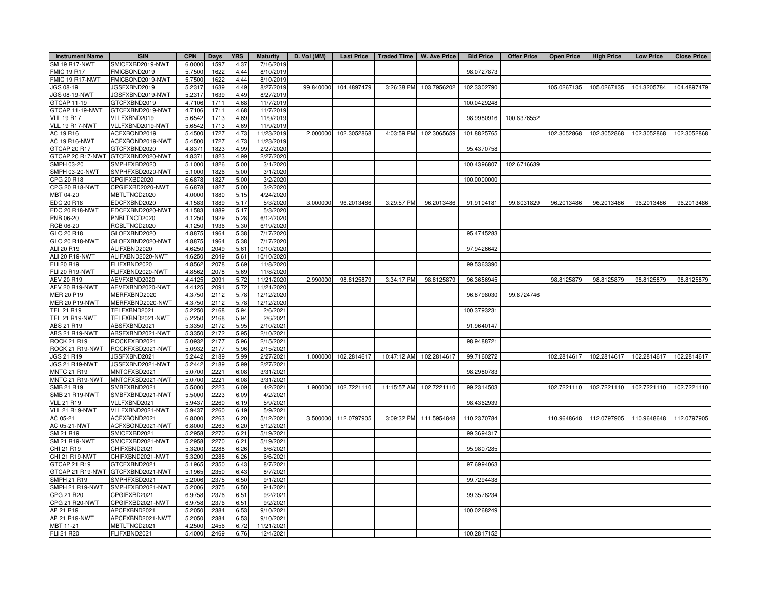| Instrument Name | ISIN | CPN | Days | YRS | Maturity | D. Vol (MM) | Last Price | Traded Time | W. Ave Price | Bid Price | Offer Price | Open Price | High Price | Low Price | Close Price |
|---|---|---|---|---|---|---|---|---|---|---|---|---|---|---|---|
| SM 19 R17-NWT | SMICFXBD2019-NWT | 6.0000 | 1597 | 4.37 | 7/16/2019 | | | | | | | | | | |
| FMIC 19 R17 | FMICBOND2019 | 5.7500 | 1622 | 4.44 | 8/10/2019 | | | | | 98.0727873 | | | | | |
| FMIC 19 R17-NWT | FMICBOND2019-NWT | 5.7500 | 1622 | 4.44 | 8/10/2019 | | | | | | | | | | |
| JGS 08-19 | JGSFXBND2019 | 5.2317 | 1639 | 4.49 | 8/27/2019 | 99.840000 | 104.4897479 | 3:26:38 PM | 103.7956202 | 102.3302790 | | 105.0267135 | 105.0267135 | 101.3205784 | 104.4897479 |
| JGS 08-19-NWT | JGSFXBND2019-NWT | 5.2317 | 1639 | 4.49 | 8/27/2019 | | | | | | | | | | |
| GTCAP 11-19 | GTCFXBND2019 | 4.7106 | 1711 | 4.68 | 11/7/2019 | | | | | 100.0429248 | | | | | |
| GTCAP 11-19-NWT | GTCFXBND2019-NWT | 4.7106 | 1711 | 4.68 | 11/7/2019 | | | | | | | | | | |
| VLL 19 R17 | VLLFXBND2019 | 5.6542 | 1713 | 4.69 | 11/9/2019 | | | | | 98.9980916 | 100.8376552 | | | | |
| VLL 19 R17-NWT | VLLFXBND2019-NWT | 5.6542 | 1713 | 4.69 | 11/9/2019 | | | | | | | | | | |
| AC 19 R16 | ACFXBOND2019 | 5.4500 | 1727 | 4.73 | 11/23/2019 | 2.000000 | 102.3052868 | 4:03:59 PM | 102.3065659 | 101.8825765 | | 102.3052868 | 102.3052868 | 102.3052868 | 102.3052868 |
| AC 19 R16-NWT | ACFXBOND2019-NWT | 5.4500 | 1727 | 4.73 | 11/23/2019 | | | | | | | | | | |
| GTCAP 20 R17 | GTCFXBND2020 | 4.8371 | 1823 | 4.99 | 2/27/2020 | | | | | 95.4370758 | | | | | |
| GTCAP 20 R17-NWT | GTCFXBND2020-NWT | 4.8371 | 1823 | 4.99 | 2/27/2020 | | | | | | | | | | |
| SMPH 03-20 | SMPHFXBD2020 | 5.1000 | 1826 | 5.00 | 3/1/2020 | | | | | 100.4396807 | 102.6716639 | | | | |
| SMPH 03-20-NWT | SMPHFXBD2020-NWT | 5.1000 | 1826 | 5.00 | 3/1/2020 | | | | | | | | | | |
| CPG 20 R18 | CPGIFXBD2020 | 6.6878 | 1827 | 5.00 | 3/2/2020 | | | | | 100.0000000 | | | | | |
| CPG 20 R18-NWT | CPGIFXBD2020-NWT | 6.6878 | 1827 | 5.00 | 3/2/2020 | | | | | | | | | | |
| MBT 04-20 | MBTLTNCD2020 | 4.0000 | 1880 | 5.15 | 4/24/2020 | | | | | | | | | | |
| EDC 20 R18 | EDCFXBND2020 | 4.1583 | 1889 | 5.17 | 5/3/2020 | 3.000000 | 96.2013486 | 3:29:57 PM | 96.2013486 | 91.9104181 | 99.8031829 | 96.2013486 | 96.2013486 | 96.2013486 | 96.2013486 |
| EDC 20 R18-NWT | EDCFXBND2020-NWT | 4.1583 | 1889 | 5.17 | 5/3/2020 | | | | | | | | | | |
| PNB 06-20 | PNBLTNCD2020 | 4.1250 | 1929 | 5.28 | 6/12/2020 | | | | | | | | | | |
| RCB 06-20 | RCBLTNCD2020 | 4.1250 | 1936 | 5.30 | 6/19/2020 | | | | | | | | | | |
| GLO 20 R18 | GLOFXBND2020 | 4.8875 | 1964 | 5.38 | 7/17/2020 | | | | | 95.4745283 | | | | | |
| GLO 20 R18-NWT | GLOFXBND2020-NWT | 4.8875 | 1964 | 5.38 | 7/17/2020 | | | | | | | | | | |
| ALI 20 R19 | ALIFXBND2020 | 4.6250 | 2049 | 5.61 | 10/10/2020 | | | | | 97.9426642 | | | | | |
| ALI 20 R19-NWT | ALIFXBND2020-NWT | 4.6250 | 2049 | 5.61 | 10/10/2020 | | | | | | | | | | |
| FLI 20 R19 | FLIFXBND2020 | 4.8562 | 2078 | 5.69 | 11/8/2020 | | | | | 99.5363390 | | | | | |
| FLI 20 R19-NWT | FLIFXBND2020-NWT | 4.8562 | 2078 | 5.69 | 11/8/2020 | | | | | | | | | | |
| AEV 20 R19 | AEVFXBND2020 | 4.4125 | 2091 | 5.72 | 11/21/2020 | 2.990000 | 98.8125879 | 3:34:17 PM | 98.8125879 | 96.3656945 | | 98.8125879 | 98.8125879 | 98.8125879 | 98.8125879 |
| AEV 20 R19-NWT | AEVFXBND2020-NWT | 4.4125 | 2091 | 5.72 | 11/21/2020 | | | | | | | | | | |
| MER 20 P19 | MERFXBND2020 | 4.3750 | 2112 | 5.78 | 12/12/2020 | | | | | 96.8798030 | 99.8724746 | | | | |
| MER 20 P19-NWT | MERFXBND2020-NWT | 4.3750 | 2112 | 5.78 | 12/12/2020 | | | | | | | | | | |
| TEL 21 R19 | TELFXBND2021 | 5.2250 | 2168 | 5.94 | 2/6/2021 | | | | | 100.3793231 | | | | | |
| TEL 21 R19-NWT | TELFXBND2021-NWT | 5.2250 | 2168 | 5.94 | 2/6/2021 | | | | | | | | | | |
| ABS 21 R19 | ABSFXBND2021 | 5.3350 | 2172 | 5.95 | 2/10/2021 | | | | | 91.9640147 | | | | | |
| ABS 21 R19-NWT | ABSFXBND2021-NWT | 5.3350 | 2172 | 5.95 | 2/10/2021 | | | | | | | | | | |
| ROCK 21 R19 | ROCKFXBD2021 | 5.0932 | 2177 | 5.96 | 2/15/2021 | | | | | 98.9488721 | | | | | |
| ROCK 21 R19-NWT | ROCKFXBD2021-NWT | 5.0932 | 2177 | 5.96 | 2/15/2021 | | | | | | | | | | |
| JGS 21 R19 | JGSFXBND2021 | 5.2442 | 2189 | 5.99 | 2/27/2021 | 1.000000 | 102.2814617 | 10:47:12 AM | 102.2814617 | 99.7160272 | | 102.2814617 | 102.2814617 | 102.2814617 | 102.2814617 |
| JGS 21 R19-NWT | JGSFXBND2021-NWT | 5.2442 | 2189 | 5.99 | 2/27/2021 | | | | | | | | | | |
| MNTC 21 R19 | MNTCFXBD2021 | 5.0700 | 2221 | 6.08 | 3/31/2021 | | | | | 98.2980783 | | | | | |
| MNTC 21 R19-NWT | MNTCFXBD2021-NWT | 5.0700 | 2221 | 6.08 | 3/31/2021 | | | | | | | | | | |
| SMB 21 R19 | SMBFXBND2021 | 5.5000 | 2223 | 6.09 | 4/2/2021 | 1.900000 | 102.7221110 | 11:15:57 AM | 102.7221110 | 99.2314503 | | 102.7221110 | 102.7221110 | 102.7221110 | 102.7221110 |
| SMB 21 R19-NWT | SMBFXBND2021-NWT | 5.5000 | 2223 | 6.09 | 4/2/2021 | | | | | | | | | | |
| VLL 21 R19 | VLLFXBND2021 | 5.9437 | 2260 | 6.19 | 5/9/2021 | | | | | 98.4362939 | | | | | |
| VLL 21 R19-NWT | VLLFXBND2021-NWT | 5.9437 | 2260 | 6.19 | 5/9/2021 | | | | | | | | | | |
| AC 05-21 | ACFXBOND2021 | 6.8000 | 2263 | 6.20 | 5/12/2021 | 3.500000 | 112.0797905 | 3:09:32 PM | 111.5954848 | 110.2370784 | | 110.9648648 | 112.0797905 | 110.9648648 | 112.0797905 |
| AC 05-21-NWT | ACFXBOND2021-NWT | 6.8000 | 2263 | 6.20 | 5/12/2021 | | | | | | | | | | |
| SM 21 R19 | SMICFXBD2021 | 5.2958 | 2270 | 6.21 | 5/19/2021 | | | | | 99.3694317 | | | | | |
| SM 21 R19-NWT | SMICFXBD2021-NWT | 5.2958 | 2270 | 6.21 | 5/19/2021 | | | | | | | | | | |
| CHI 21 R19 | CHIFXBND2021 | 5.3200 | 2288 | 6.26 | 6/6/2021 | | | | | 95.9807285 | | | | | |
| CHI 21 R19-NWT | CHIFXBND2021-NWT | 5.3200 | 2288 | 6.26 | 6/6/2021 | | | | | | | | | | |
| GTCAP 21 R19 | GTCFXBND2021 | 5.1965 | 2350 | 6.43 | 8/7/2021 | | | | | 97.6994063 | | | | | |
| GTCAP 21 R19-NWT | GTCFXBND2021-NWT | 5.1965 | 2350 | 6.43 | 8/7/2021 | | | | | | | | | | |
| SMPH 21 R19 | SMPHFXBD2021 | 5.2006 | 2375 | 6.50 | 9/1/2021 | | | | | 99.7294438 | | | | | |
| SMPH 21 R19-NWT | SMPHFXBD2021-NWT | 5.2006 | 2375 | 6.50 | 9/1/2021 | | | | | | | | | | |
| CPG 21 R20 | CPGIFXBD2021 | 6.9758 | 2376 | 6.51 | 9/2/2021 | | | | | 99.3578234 | | | | | |
| CPG 21 R20-NWT | CPGIFXBD2021-NWT | 6.9758 | 2376 | 6.51 | 9/2/2021 | | | | | | | | | | |
| AP 21 R19 | APCFXBND2021 | 5.2050 | 2384 | 6.53 | 9/10/2021 | | | | | 100.0268249 | | | | | |
| AP 21 R19-NWT | APCFXBND2021-NWT | 5.2050 | 2384 | 6.53 | 9/10/2021 | | | | | | | | | | |
| MBT 11-21 | MBTLTNCD2021 | 4.2500 | 2456 | 6.72 | 11/21/2021 | | | | | | | | | | |
| FLI 21 R20 | FLIFXBND2021 | 5.4000 | 2469 | 6.76 | 12/4/2021 | | | | | 100.2817152 | | | | | |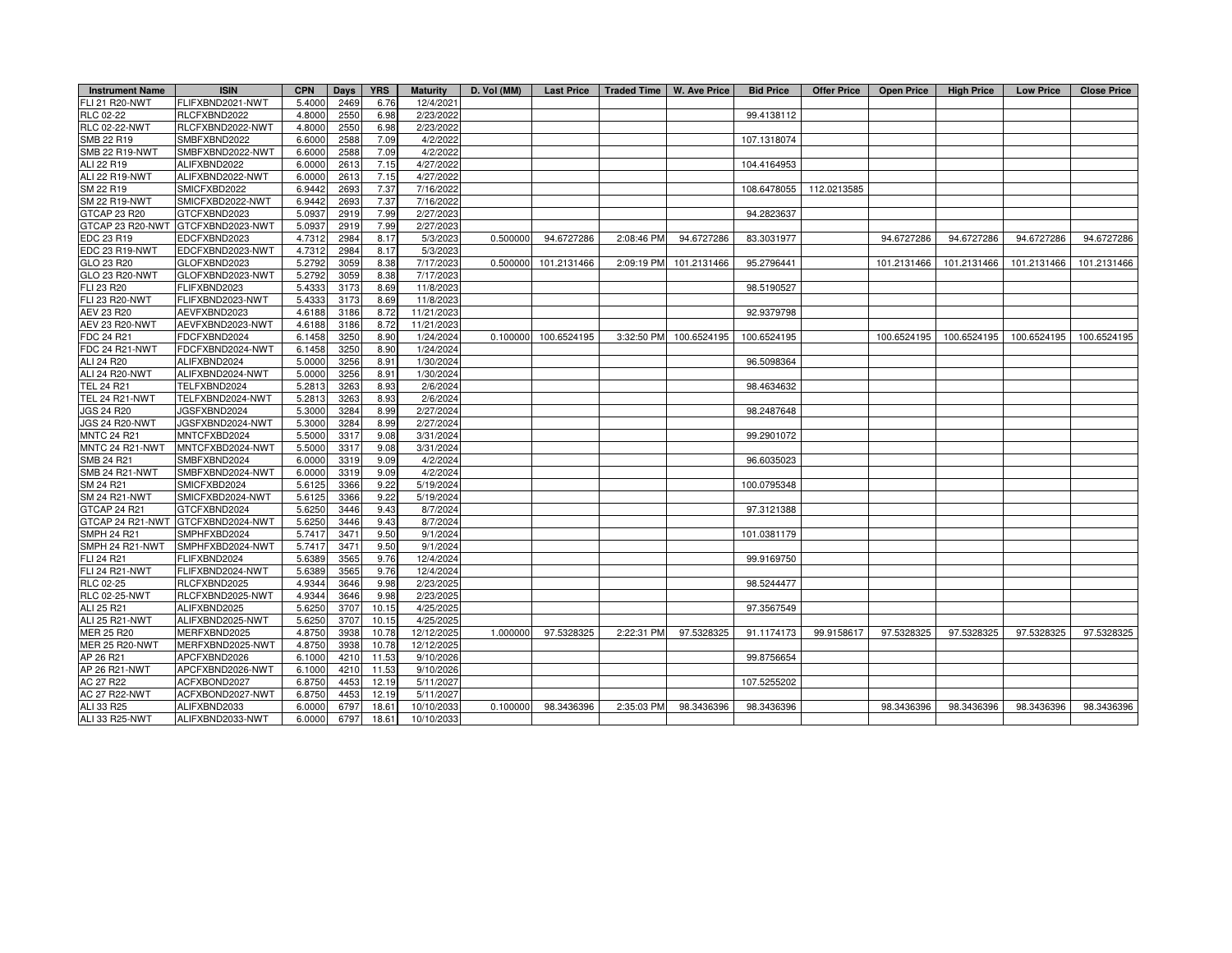| Instrument Name | ISIN | CPN | Days | YRS | Maturity | D. Vol (MM) | Last Price | Traded Time | W. Ave Price | Bid Price | Offer Price | Open Price | High Price | Low Price | Close Price |
|---|---|---|---|---|---|---|---|---|---|---|---|---|---|---|---|
| FLI 21 R20-NWT | FLIFXBND2021-NWT | 5.4000 | 2469 | 6.76 | 12/4/2021 | | | | | | | | | | |
| RLC 02-22 | RLCFXBND2022 | 4.8000 | 2550 | 6.98 | 2/23/2022 | | | | | 99.4138112 | | | | | |
| RLC 02-22-NWT | RLCFXBND2022-NWT | 4.8000 | 2550 | 6.98 | 2/23/2022 | | | | | | | | | | |
| SMB 22 R19 | SMBFXBND2022 | 6.6000 | 2588 | 7.09 | 4/2/2022 | | | | | 107.1318074 | | | | | |
| SMB 22 R19-NWT | SMBFXBND2022-NWT | 6.6000 | 2588 | 7.09 | 4/2/2022 | | | | | | | | | | |
| ALI 22 R19 | ALIFXBND2022 | 6.0000 | 2613 | 7.15 | 4/27/2022 | | | | | 104.4164953 | | | | | |
| ALI 22 R19-NWT | ALIFXBND2022-NWT | 6.0000 | 2613 | 7.15 | 4/27/2022 | | | | | | | | | | |
| SM 22 R19 | SMICFXBD2022 | 6.9442 | 2693 | 7.37 | 7/16/2022 | | | | | 108.6478055 | 112.0213585 | | | | |
| SM 22 R19-NWT | SMICFXBD2022-NWT | 6.9442 | 2693 | 7.37 | 7/16/2022 | | | | | | | | | | |
| GTCAP 23 R20 | GTCFXBND2023 | 5.0937 | 2919 | 7.99 | 2/27/2023 | | | | | 94.2823637 | | | | | |
| GTCAP 23 R20-NWT | GTCFXBND2023-NWT | 5.0937 | 2919 | 7.99 | 2/27/2023 | | | | | | | | | | |
| EDC 23 R19 | EDCFXBND2023 | 4.7312 | 2984 | 8.17 | 5/3/2023 | 0.500000 | 94.6727286 | 2:08:46 PM | 94.6727286 | 83.3031977 | | 94.6727286 | 94.6727286 | 94.6727286 | 94.6727286 |
| EDC 23 R19-NWT | EDCFXBND2023-NWT | 4.7312 | 2984 | 8.17 | 5/3/2023 | | | | | | | | | | |
| GLO 23 R20 | GLOFXBND2023 | 5.2792 | 3059 | 8.38 | 7/17/2023 | 0.500000 | 101.2131466 | 2:09:19 PM | 101.2131466 | 95.2796441 | | 101.2131466 | 101.2131466 | 101.2131466 | 101.2131466 |
| GLO 23 R20-NWT | GLOFXBND2023-NWT | 5.2792 | 3059 | 8.38 | 7/17/2023 | | | | | | | | | | |
| FLI 23 R20 | FLIFXBND2023 | 5.4333 | 3173 | 8.69 | 11/8/2023 | | | | | 98.5190527 | | | | | |
| FLI 23 R20-NWT | FLIFXBND2023-NWT | 5.4333 | 3173 | 8.69 | 11/8/2023 | | | | | | | | | | |
| AEV 23 R20 | AEVFXBND2023 | 4.6188 | 3186 | 8.72 | 11/21/2023 | | | | | 92.9379798 | | | | | |
| AEV 23 R20-NWT | AEVFXBND2023-NWT | 4.6188 | 3186 | 8.72 | 11/21/2023 | | | | | | | | | | |
| FDC 24 R21 | FDCFXBND2024 | 6.1458 | 3250 | 8.90 | 1/24/2024 | 0.100000 | 100.6524195 | 3:32:50 PM | 100.6524195 | 100.6524195 | | 100.6524195 | 100.6524195 | 100.6524195 | 100.6524195 |
| FDC 24 R21-NWT | FDCFXBND2024-NWT | 6.1458 | 3250 | 8.90 | 1/24/2024 | | | | | | | | | | |
| ALI 24 R20 | ALIFXBND2024 | 5.0000 | 3256 | 8.91 | 1/30/2024 | | | | | 96.5098364 | | | | | |
| ALI 24 R20-NWT | ALIFXBND2024-NWT | 5.0000 | 3256 | 8.91 | 1/30/2024 | | | | | | | | | | |
| TEL 24 R21 | TELFXBND2024 | 5.2813 | 3263 | 8.93 | 2/6/2024 | | | | | 98.4634632 | | | | | |
| TEL 24 R21-NWT | TELFXBND2024-NWT | 5.2813 | 3263 | 8.93 | 2/6/2024 | | | | | | | | | | |
| JGS 24 R20 | JGSFXBND2024 | 5.3000 | 3284 | 8.99 | 2/27/2024 | | | | | 98.2487648 | | | | | |
| JGS 24 R20-NWT | JGSFXBND2024-NWT | 5.3000 | 3284 | 8.99 | 2/27/2024 | | | | | | | | | | |
| MNTC 24 R21 | MNTCFXBD2024 | 5.5000 | 3317 | 9.08 | 3/31/2024 | | | | | 99.2901072 | | | | | |
| MNTC 24 R21-NWT | MNTCFXBD2024-NWT | 5.5000 | 3317 | 9.08 | 3/31/2024 | | | | | | | | | | |
| SMB 24 R21 | SMBFXBND2024 | 6.0000 | 3319 | 9.09 | 4/2/2024 | | | | | 96.6035023 | | | | | |
| SMB 24 R21-NWT | SMBFXBND2024-NWT | 6.0000 | 3319 | 9.09 | 4/2/2024 | | | | | | | | | | |
| SM 24 R21 | SMICFXBD2024 | 5.6125 | 3366 | 9.22 | 5/19/2024 | | | | | 100.0795348 | | | | | |
| SM 24 R21-NWT | SMICFXBD2024-NWT | 5.6125 | 3366 | 9.22 | 5/19/2024 | | | | | | | | | | |
| GTCAP 24 R21 | GTCFXBND2024 | 5.6250 | 3446 | 9.43 | 8/7/2024 | | | | | 97.3121388 | | | | | |
| GTCAP 24 R21-NWT | GTCFXBND2024-NWT | 5.6250 | 3446 | 9.43 | 8/7/2024 | | | | | | | | | | |
| SMPH 24 R21 | SMPHFXBD2024 | 5.7417 | 3471 | 9.50 | 9/1/2024 | | | | | 101.0381179 | | | | | |
| SMPH 24 R21-NWT | SMPHFXBD2024-NWT | 5.7417 | 3471 | 9.50 | 9/1/2024 | | | | | | | | | | |
| FLI 24 R21 | FLIFXBND2024 | 5.6389 | 3565 | 9.76 | 12/4/2024 | | | | | 99.9169750 | | | | | |
| FLI 24 R21-NWT | FLIFXBND2024-NWT | 5.6389 | 3565 | 9.76 | 12/4/2024 | | | | | | | | | | |
| RLC 02-25 | RLCFXBND2025 | 4.9344 | 3646 | 9.98 | 2/23/2025 | | | | | 98.5244477 | | | | | |
| RLC 02-25-NWT | RLCFXBND2025-NWT | 4.9344 | 3646 | 9.98 | 2/23/2025 | | | | | | | | | | |
| ALI 25 R21 | ALIFXBND2025 | 5.6250 | 3707 | 10.15 | 4/25/2025 | | | | | 97.3567549 | | | | | |
| ALI 25 R21-NWT | ALIFXBND2025-NWT | 5.6250 | 3707 | 10.15 | 4/25/2025 | | | | | | | | | | |
| MER 25 R20 | MERFXBND2025 | 4.8750 | 3938 | 10.78 | 12/12/2025 | 1.000000 | 97.5328325 | 2:22:31 PM | 97.5328325 | 91.1174173 | 99.9158617 | 97.5328325 | 97.5328325 | 97.5328325 | 97.5328325 |
| MER 25 R20-NWT | MERFXBND2025-NWT | 4.8750 | 3938 | 10.78 | 12/12/2025 | | | | | | | | | | |
| AP 26 R21 | APCFXBND2026 | 6.1000 | 4210 | 11.53 | 9/10/2026 | | | | | 99.8756654 | | | | | |
| AP 26 R21-NWT | APCFXBND2026-NWT | 6.1000 | 4210 | 11.53 | 9/10/2026 | | | | | | | | | | |
| AC 27 R22 | ACFXBOND2027 | 6.8750 | 4453 | 12.19 | 5/11/2027 | | | | | 107.5255202 | | | | | |
| AC 27 R22-NWT | ACFXBOND2027-NWT | 6.8750 | 4453 | 12.19 | 5/11/2027 | | | | | | | | | | |
| ALI 33 R25 | ALIFXBND2033 | 6.0000 | 6797 | 18.61 | 10/10/2033 | 0.100000 | 98.3436396 | 2:35:03 PM | 98.3436396 | 98.3436396 | | 98.3436396 | 98.3436396 | 98.3436396 | 98.3436396 |
| ALI 33 R25-NWT | ALIFXBND2033-NWT | 6.0000 | 6797 | 18.61 | 10/10/2033 | | | | | | | | | | |